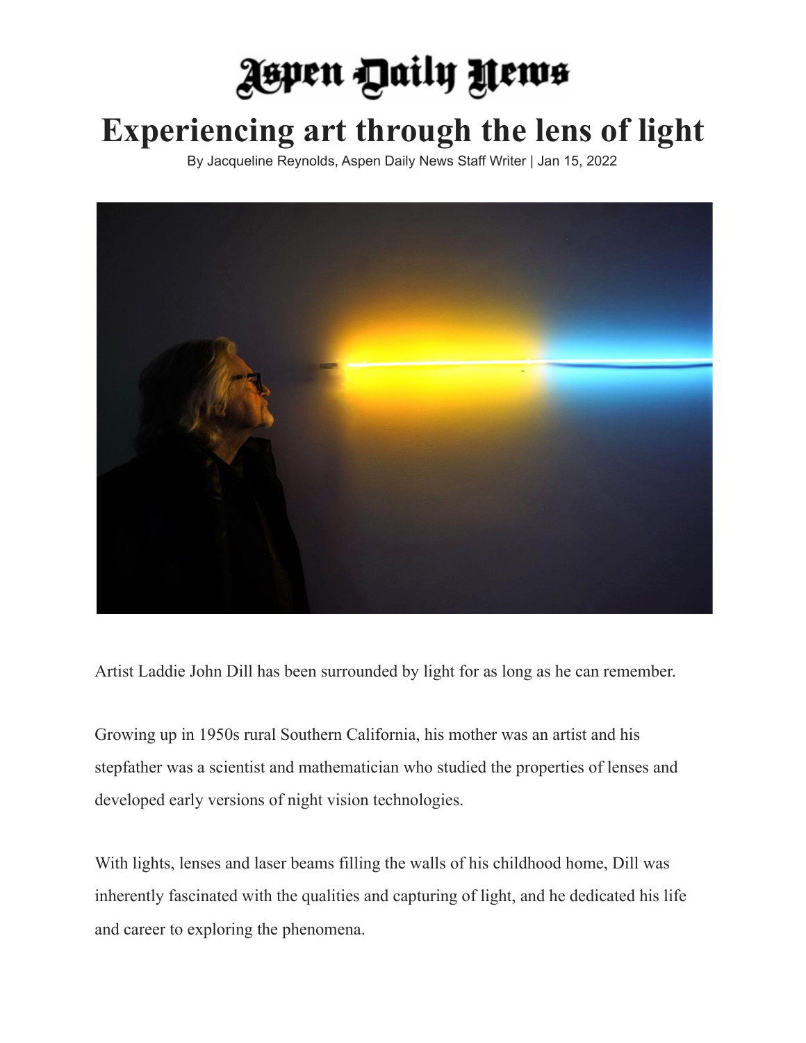Aspen Daily News

# Experiencing art through the lens of light

By Jacqueline Reynolds, Aspen Daily News Staff Writer | Jan 15, 2022

Artist Laddie John Dill has been surrounded by light for as long as he can remember.

Growing up in 1950s rural Southern California, his mother was an artist and his stepfather was a scientist and mathematician who studied the properties of lenses and developed early versions of night vision technologies.

With lights, lenses and laser beams filling the walls of his childhood home, Dill was inherently fascinated with the qualities and capturing of light, and he dedicated his life and career to exploring the phenomena.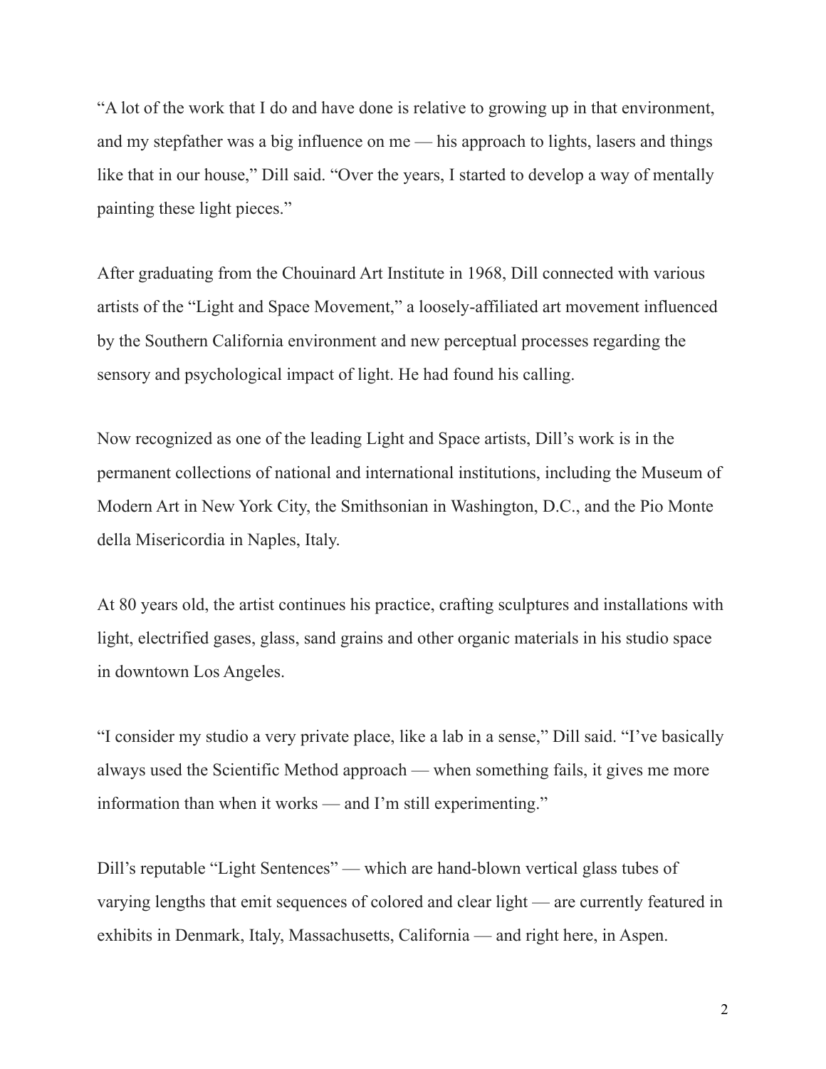"A lot of the work that I do and have done is relative to growing up in that environment, and my stepfather was a big influence on me — his approach to lights, lasers and things like that in our house," Dill said. "Over the years, I started to develop a way of mentally painting these light pieces."

After graduating from the Chouinard Art Institute in 1968, Dill connected with various artists of the "Light and Space Movement," a loosely-affiliated art movement influenced by the Southern California environment and new perceptual processes regarding the sensory and psychological impact of light. He had found his calling.

Now recognized as one of the leading Light and Space artists, Dill's work is in the permanent collections of national and international institutions, including the Museum of Modern Art in New York City, the Smithsonian in Washington, D.C., and the Pio Monte della Misericordia in Naples, Italy.

At 80 years old, the artist continues his practice, crafting sculptures and installations with light, electrified gases, glass, sand grains and other organic materials in his studio space in downtown Los Angeles.

"I consider my studio a very private place, like a lab in a sense," Dill said. "I've basically always used the Scientific Method approach — when something fails, it gives me more information than when it works — and I'm still experimenting."

Dill's reputable "Light Sentences" — which are hand-blown vertical glass tubes of varying lengths that emit sequences of colored and clear light — are currently featured in exhibits in Denmark, Italy, Massachusetts, California — and right here, in Aspen.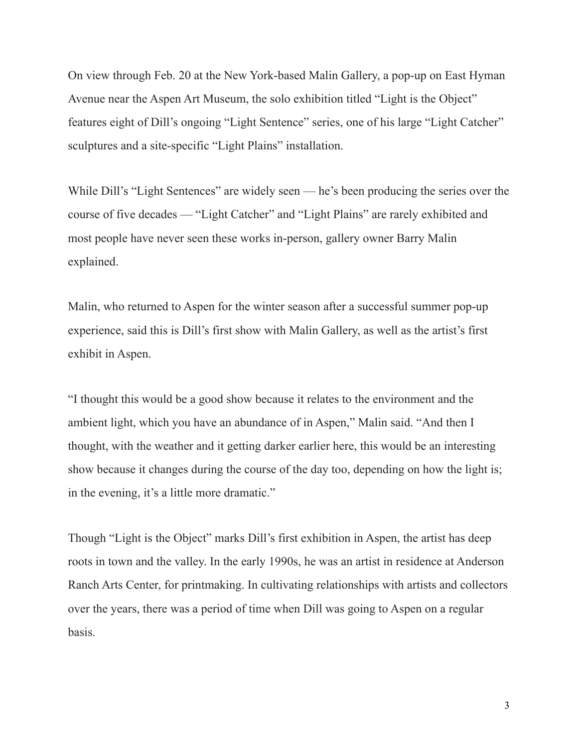On view through Feb. 20 at the New York-based Malin Gallery, a pop-up on East Hyman Avenue near the Aspen Art Museum, the solo exhibition titled "Light is the Object" features eight of Dill's ongoing "Light Sentence" series, one of his large "Light Catcher" sculptures and a site-specific "Light Plains" installation.

While Dill's "Light Sentences" are widely seen — he's been producing the series over the course of five decades — "Light Catcher" and "Light Plains" are rarely exhibited and most people have never seen these works in-person, gallery owner Barry Malin explained.

Malin, who returned to Aspen for the winter season after a successful summer pop-up experience, said this is Dill's first show with Malin Gallery, as well as the artist's first exhibit in Aspen.

"I thought this would be a good show because it relates to the environment and the ambient light, which you have an abundance of in Aspen," Malin said. "And then I thought, with the weather and it getting darker earlier here, this would be an interesting show because it changes during the course of the day too, depending on how the light is; in the evening, it's a little more dramatic."

Though "Light is the Object" marks Dill's first exhibition in Aspen, the artist has deep roots in town and the valley. In the early 1990s, he was an artist in residence at Anderson Ranch Arts Center, for printmaking. In cultivating relationships with artists and collectors over the years, there was a period of time when Dill was going to Aspen on a regular basis.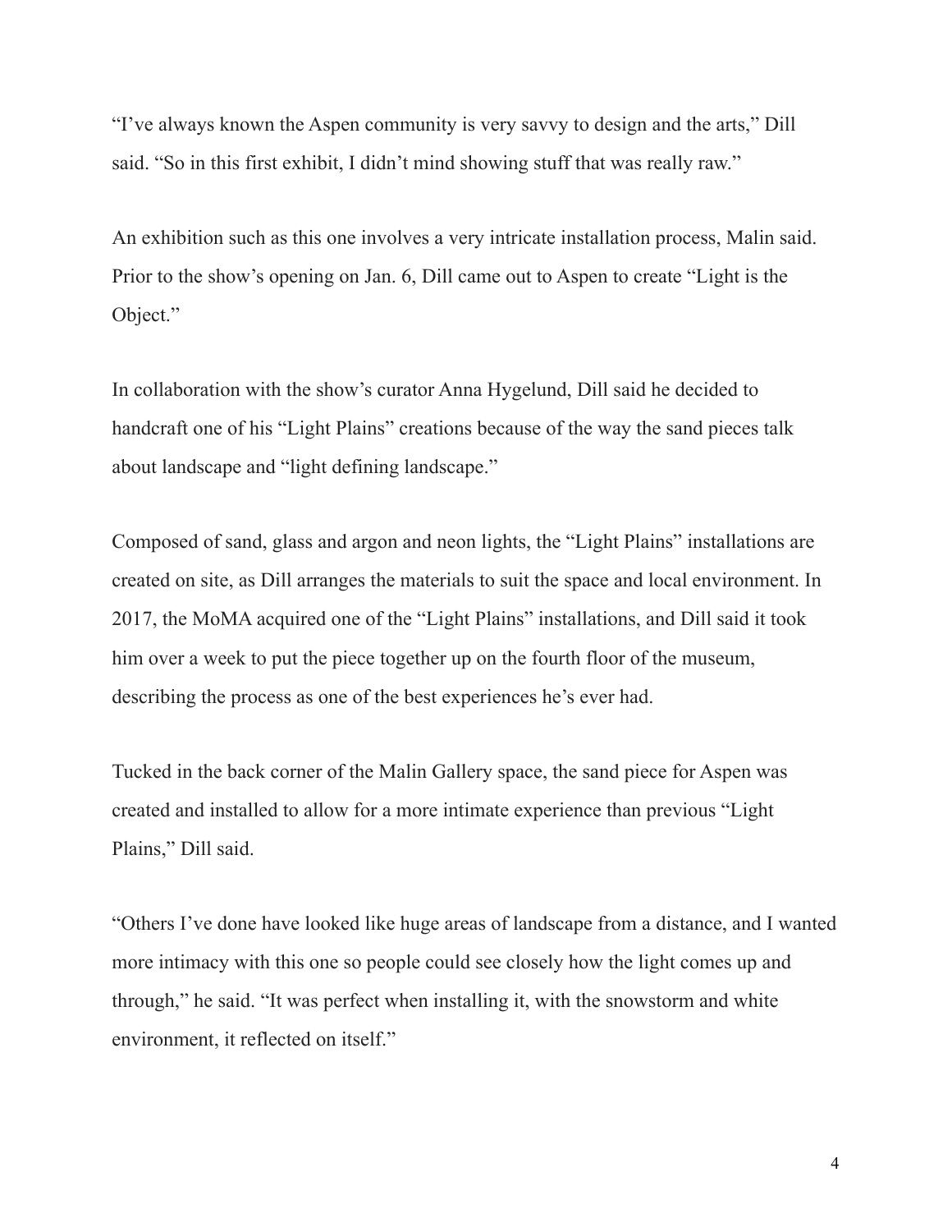"I've always known the Aspen community is very savvy to design and the arts," Dill said. "So in this first exhibit, I didn't mind showing stuff that was really raw."

An exhibition such as this one involves a very intricate installation process, Malin said. Prior to the show's opening on Jan. 6, Dill came out to Aspen to create "Light is the Object."

In collaboration with the show's curator Anna Hygelund, Dill said he decided to handcraft one of his "Light Plains" creations because of the way the sand pieces talk about landscape and "light defining landscape."

Composed of sand, glass and argon and neon lights, the "Light Plains" installations are created on site, as Dill arranges the materials to suit the space and local environment. In 2017, the MoMA acquired one of the "Light Plains" installations, and Dill said it took him over a week to put the piece together up on the fourth floor of the museum, describing the process as one of the best experiences he's ever had.

Tucked in the back corner of the Malin Gallery space, the sand piece for Aspen was created and installed to allow for a more intimate experience than previous "Light Plains," Dill said.

"Others I've done have looked like huge areas of landscape from a distance, and I wanted more intimacy with this one so people could see closely how the light comes up and through," he said. "It was perfect when installing it, with the snowstorm and white environment, it reflected on itself."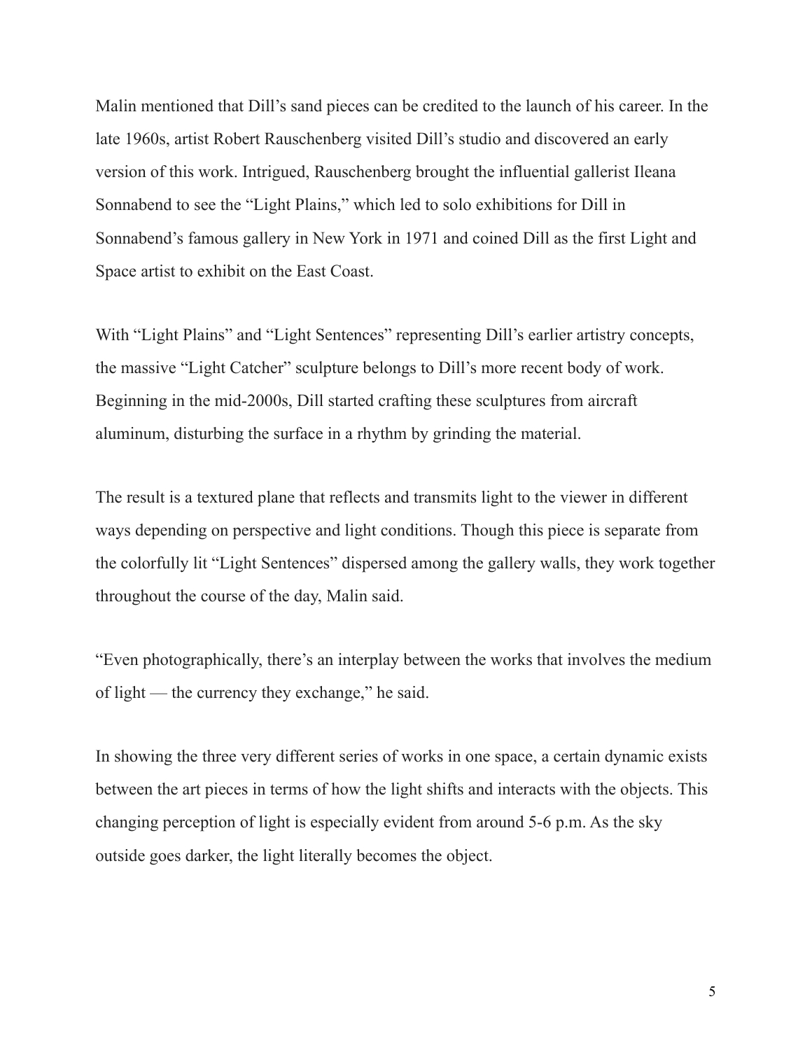Malin mentioned that Dill's sand pieces can be credited to the launch of his career. In the late 1960s, artist Robert Rauschenberg visited Dill's studio and discovered an early version of this work. Intrigued, Rauschenberg brought the influential gallerist Ileana Sonnabend to see the "Light Plains," which led to solo exhibitions for Dill in Sonnabend's famous gallery in New York in 1971 and coined Dill as the first Light and Space artist to exhibit on the East Coast.

With "Light Plains" and "Light Sentences" representing Dill's earlier artistry concepts, the massive "Light Catcher" sculpture belongs to Dill's more recent body of work. Beginning in the mid-2000s, Dill started crafting these sculptures from aircraft aluminum, disturbing the surface in a rhythm by grinding the material.

The result is a textured plane that reflects and transmits light to the viewer in different ways depending on perspective and light conditions. Though this piece is separate from the colorfully lit "Light Sentences" dispersed among the gallery walls, they work together throughout the course of the day, Malin said.

"Even photographically, there's an interplay between the works that involves the medium of light — the currency they exchange," he said.

In showing the three very different series of works in one space, a certain dynamic exists between the art pieces in terms of how the light shifts and interacts with the objects. This changing perception of light is especially evident from around 5-6 p.m. As the sky outside goes darker, the light literally becomes the object.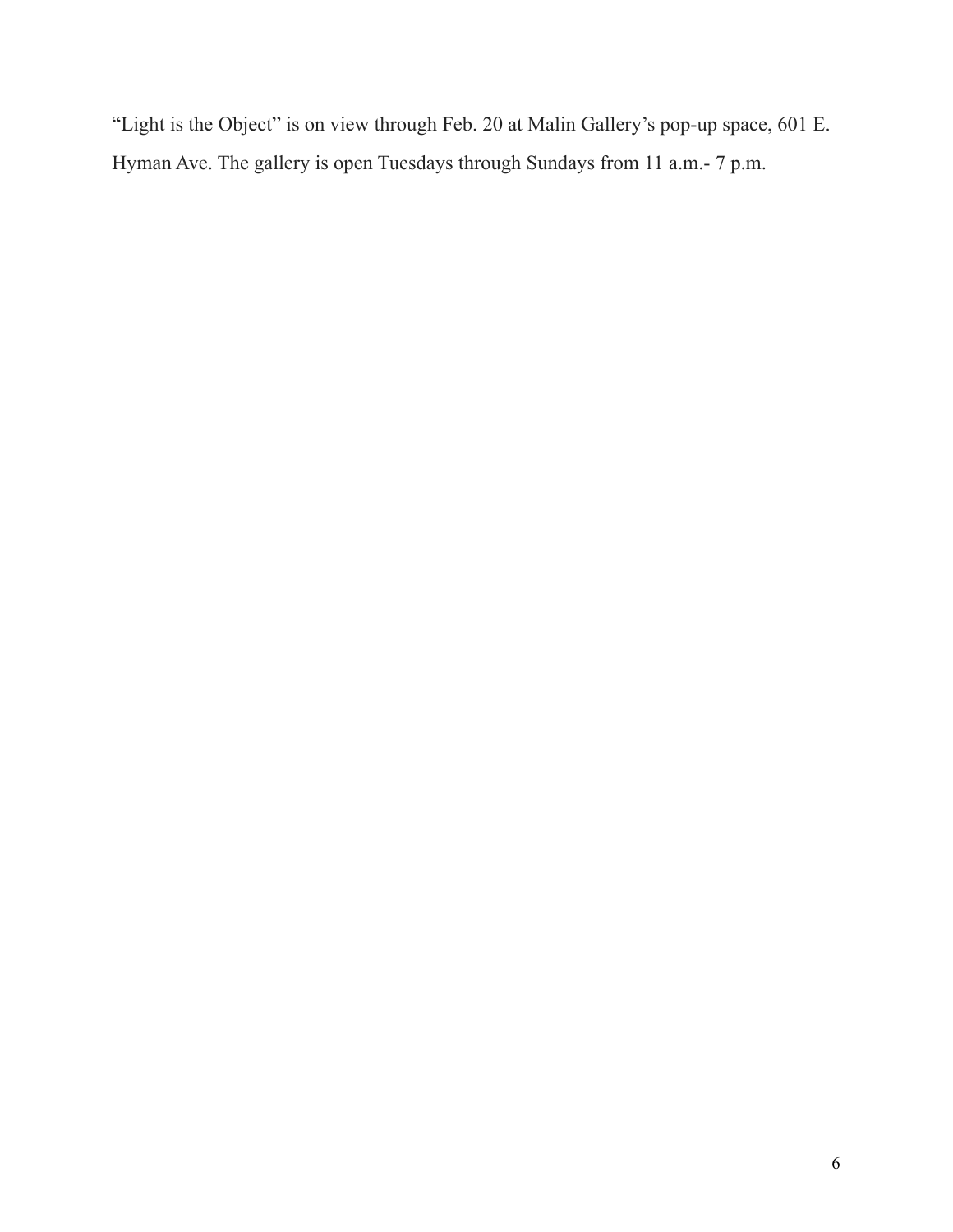"Light is the Object" is on view through Feb. 20 at Malin Gallery's pop-up space, 601 E. Hyman Ave. The gallery is open Tuesdays through Sundays from 11 a.m.- 7 p.m.